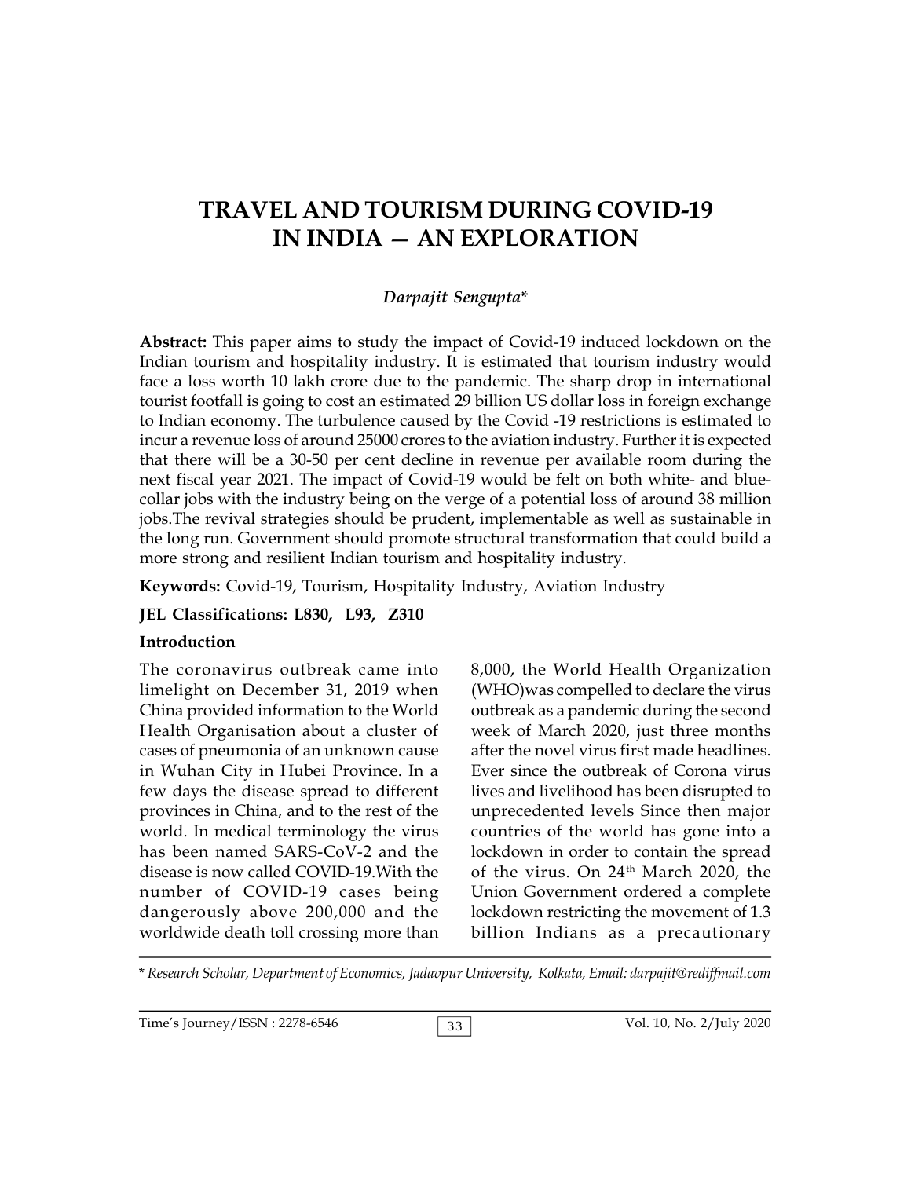# TRAVEL AND TOURISM DURING COVID-19 IN INDIA — AN EXPLORATION

*Darpajit Sengupta**

**Abstract:** This paper aims to study the impact of Covid-19 induced lockdown on the Indian tourism and hospitality industry. It is estimated that tourism industry would face a loss worth 10 lakh crore due to the pandemic. The sharp drop in international tourist footfall is going to cost an estimated 29 billion US dollar loss in foreign exchange to Indian economy. The turbulence caused by the Covid -19 restrictions is estimated to incur a revenue loss of around 25000 crores to the aviation industry. Further it is expected that there will be a 30-50 per cent decline in revenue per available room during the next fiscal year 2021. The impact of Covid-19 would be felt on both white- and blue-collar jobs with the industry being on the verge of a potential loss of around 38 million jobs.The revival strategies should be prudent, implementable as well as sustainable in the long run. Government should promote structural transformation that could build a more strong and resilient Indian tourism and hospitality industry.

**Keywords:** Covid-19, Tourism, Hospitality Industry, Aviation Industry

**JEL Classifications: L830, L93, Z310**

## Introduction

The coronavirus outbreak came into limelight on December 31, 2019 when China provided information to the World Health Organisation about a cluster of cases of pneumonia of an unknown cause in Wuhan City in Hubei Province. In a few days the disease spread to different provinces in China, and to the rest of the world. In medical terminology the virus has been named SARS-CoV-2 and the disease is now called COVID-19.With the number of COVID-19 cases being dangerously above 200,000 and the worldwide death toll crossing more than 8,000, the World Health Organization (WHO)was compelled to declare the virus outbreak as a pandemic during the second week of March 2020, just three months after the novel virus first made headlines. Ever since the outbreak of Corona virus lives and livelihood has been disrupted to unprecedented levels Since then major countries of the world has gone into a lockdown in order to contain the spread of the virus. On 24th March 2020, the Union Government ordered a complete lockdown restricting the movement of 1.3 billion Indians as a precautionary

\* *Research Scholar, Department of Economics, Jadavpur University, Kolkata, Email: darpajit@rediffmail.com*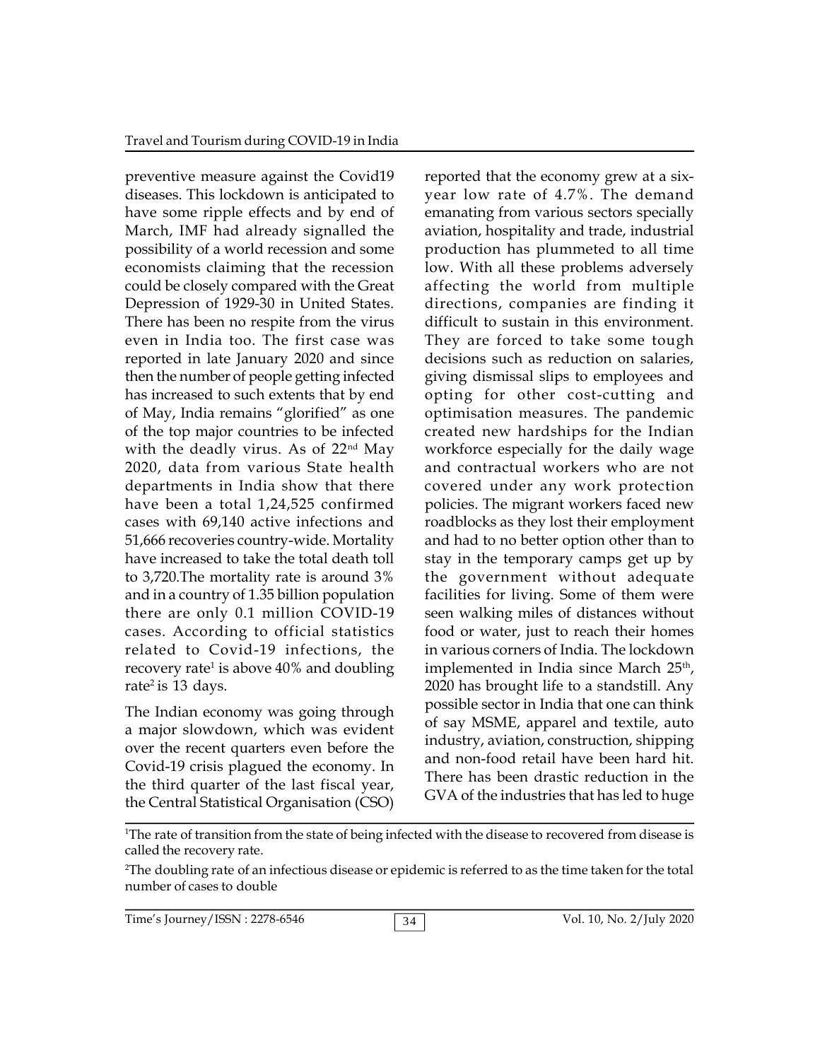preventive measure against the Covid19 diseases. This lockdown is anticipated to have some ripple effects and by end of March, IMF had already signalled the possibility of a world recession and some economists claiming that the recession could be closely compared with the Great Depression of 1929-30 in United States. There has been no respite from the virus even in India too. The first case was reported in late January 2020 and since then the number of people getting infected has increased to such extents that by end of May, India remains "glorified" as one of the top major countries to be infected with the deadly virus. As of 22nd May 2020, data from various State health departments in India show that there have been a total 1,24,525 confirmed cases with 69,140 active infections and 51,666 recoveries country-wide. Mortality have increased to take the total death toll to 3,720.The mortality rate is around 3% and in a country of 1.35 billion population there are only 0.1 million COVID-19 cases. According to official statistics related to Covid-19 infections, the recovery rate[1] is above 40% and doubling rate[2] is 13 days.

The Indian economy was going through a major slowdown, which was evident over the recent quarters even before the Covid-19 crisis plagued the economy. In the third quarter of the last fiscal year, the Central Statistical Organisation (CSO) reported that the economy grew at a six-year low rate of 4.7%. The demand emanating from various sectors specially aviation, hospitality and trade, industrial production has plummeted to all time low. With all these problems adversely affecting the world from multiple directions, companies are finding it difficult to sustain in this environment. They are forced to take some tough decisions such as reduction on salaries, giving dismissal slips to employees and opting for other cost-cutting and optimisation measures. The pandemic created new hardships for the Indian workforce especially for the daily wage and contractual workers who are not covered under any work protection policies. The migrant workers faced new roadblocks as they lost their employment and had to no better option other than to stay in the temporary camps get up by the government without adequate facilities for living. Some of them were seen walking miles of distances without food or water, just to reach their homes in various corners of India. The lockdown implemented in India since March 25th, 2020 has brought life to a standstill. Any possible sector in India that one can think of say MSME, apparel and textile, auto industry, aviation, construction, shipping and non-food retail have been hard hit. There has been drastic reduction in the GVA of the industries that has led to huge

[1]The rate of transition from the state of being infected with the disease to recovered from disease is called the recovery rate.

[2]The doubling rate of an infectious disease or epidemic is referred to as the time taken for the total number of cases to double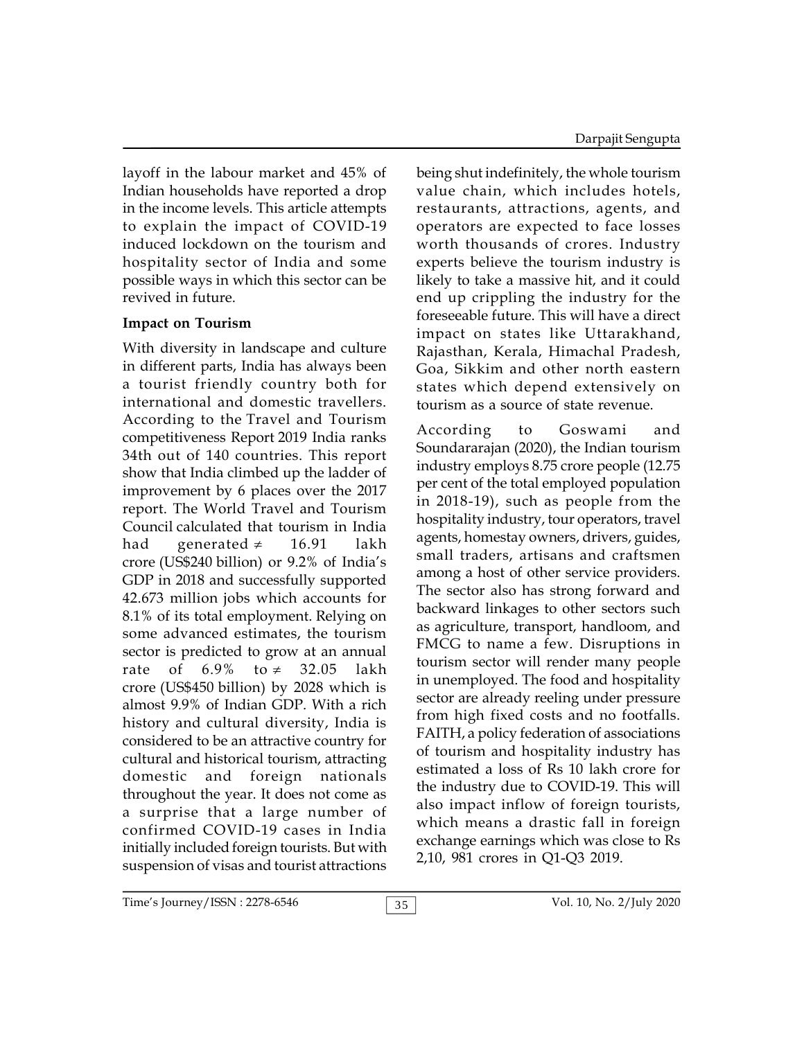layoff in the labour market and 45% of Indian households have reported a drop in the income levels. This article attempts to explain the impact of COVID-19 induced lockdown on the tourism and hospitality sector of India and some possible ways in which this sector can be revived in future.

**Impact on Tourism**

With diversity in landscape and culture in different parts, India has always been a tourist friendly country both for international and domestic travellers. According to the Travel and Tourism competitiveness Report 2019 India ranks 34th out of 140 countries. This report show that India climbed up the ladder of improvement by 6 places over the 2017 report. The World Travel and Tourism Council calculated that tourism in India had generated ≠ 16.91 lakh crore (US$240 billion) or 9.2% of India's GDP in 2018 and successfully supported 42.673 million jobs which accounts for 8.1% of its total employment. Relying on some advanced estimates, the tourism sector is predicted to grow at an annual rate of 6.9% to ≠ 32.05 lakh crore (US$450 billion) by 2028 which is almost 9.9% of Indian GDP. With a rich history and cultural diversity, India is considered to be an attractive country for cultural and historical tourism, attracting domestic and foreign nationals throughout the year. It does not come as a surprise that a large number of confirmed COVID-19 cases in India initially included foreign tourists. But with suspension of visas and tourist attractions being shut indefinitely, the whole tourism value chain, which includes hotels, restaurants, attractions, agents, and operators are expected to face losses worth thousands of crores. Industry experts believe the tourism industry is likely to take a massive hit, and it could end up crippling the industry for the foreseeable future. This will have a direct impact on states like Uttarakhand, Rajasthan, Kerala, Himachal Pradesh, Goa, Sikkim and other north eastern states which depend extensively on tourism as a source of state revenue.

According to Goswami and Soundararajan (2020), the Indian tourism industry employs 8.75 crore people (12.75 per cent of the total employed population in 2018-19), such as people from the hospitality industry, tour operators, travel agents, homestay owners, drivers, guides, small traders, artisans and craftsmen among a host of other service providers. The sector also has strong forward and backward linkages to other sectors such as agriculture, transport, handloom, and FMCG to name a few. Disruptions in tourism sector will render many people in unemployed. The food and hospitality sector are already reeling under pressure from high fixed costs and no footfalls. FAITH, a policy federation of associations of tourism and hospitality industry has estimated a loss of Rs 10 lakh crore for the industry due to COVID-19. This will also impact inflow of foreign tourists, which means a drastic fall in foreign exchange earnings which was close to Rs 2,10, 981 crores in Q1-Q3 2019.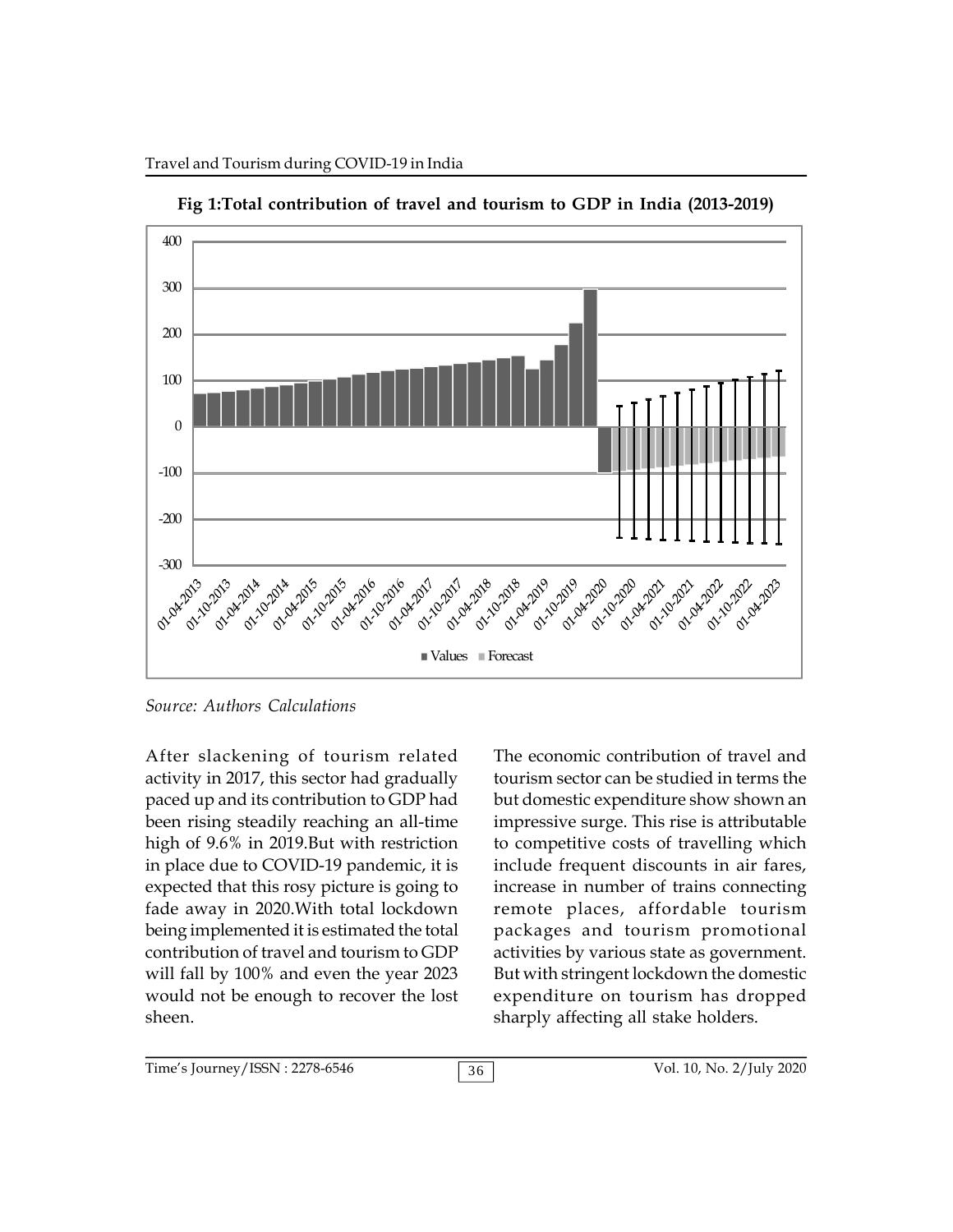**Fig 1:Total contribution of travel and tourism to GDP in India (2013-2019)**

*Source: Authors Calculations*

After slackening of tourism related activity in 2017, this sector had gradually paced up and its contribution to GDP had been rising steadily reaching an all-time high of 9.6% in 2019.But with restriction in place due to COVID-19 pandemic, it is expected that this rosy picture is going to fade away in 2020.With total lockdown being implemented it is estimated the total contribution of travel and tourism to GDP will fall by 100% and even the year 2023 would not be enough to recover the lost sheen.

The economic contribution of travel and tourism sector can be studied in terms the but domestic expenditure show shown an impressive surge. This rise is attributable to competitive costs of travelling which include frequent discounts in air fares, increase in number of trains connecting remote places, affordable tourism packages and tourism promotional activities by various state as government. But with stringent lockdown the domestic expenditure on tourism has dropped sharply affecting all stake holders.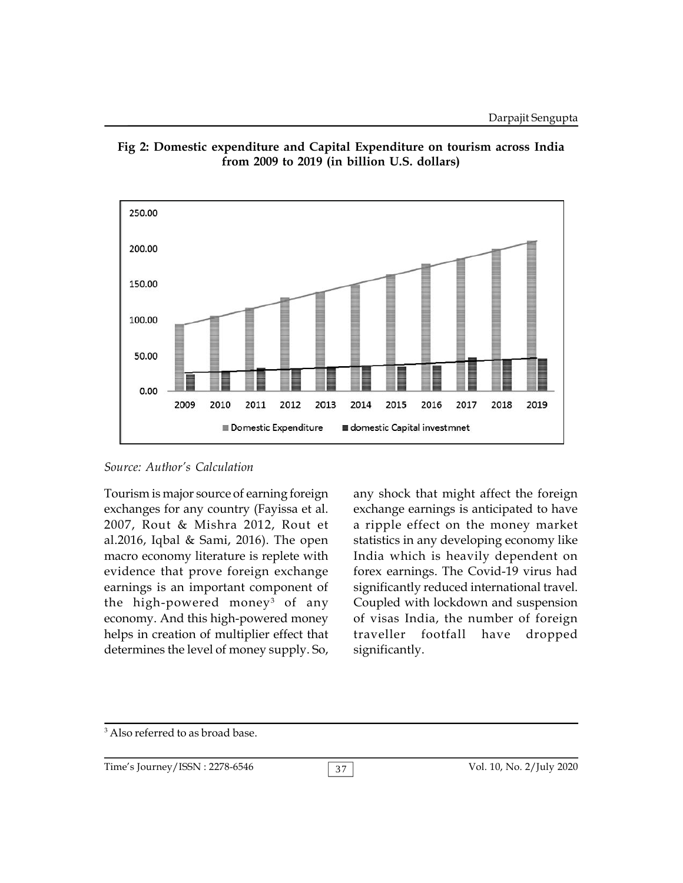**Fig 2: Domestic expenditure and Capital Expenditure on tourism across India from 2009 to 2019 (in billion U.S. dollars)**

*Source: Author's Calculation*

Tourism is major source of earning foreign exchanges for any country (Fayissa et al. 2007, Rout & Mishra 2012, Rout et al.2016, Iqbal & Sami, 2016). The open macro economy literature is replete with evidence that prove foreign exchange earnings is an important component of the high-powered money[3] of any economy. And this high-powered money helps in creation of multiplier effect that determines the level of money supply. So, any shock that might affect the foreign exchange earnings is anticipated to have a ripple effect on the money market statistics in any developing economy like India which is heavily dependent on forex earnings. The Covid-19 virus had significantly reduced international travel. Coupled with lockdown and suspension of visas India, the number of foreign traveller footfall have dropped significantly.

[3] Also referred to as broad base.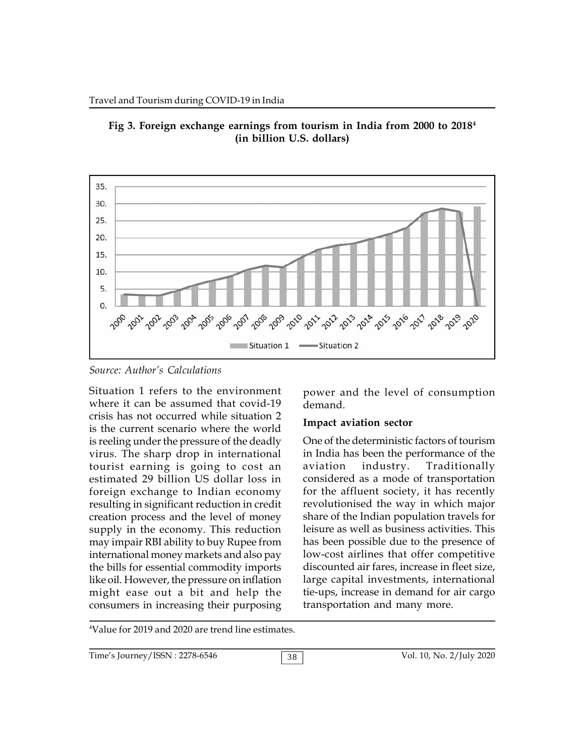**Fig 3. Foreign exchange earnings from tourism in India from 2000 to 2018[4] (in billion U.S. dollars)**

*Source: Author's Calculations*

Situation 1 refers to the environment where it can be assumed that covid-19 crisis has not occurred while situation 2 is the current scenario where the world is reeling under the pressure of the deadly virus. The sharp drop in international tourist earning is going to cost an estimated 29 billion US dollar loss in foreign exchange to Indian economy resulting in significant reduction in credit creation process and the level of money supply in the economy. This reduction may impair RBI ability to buy Rupee from international money markets and also pay the bills for essential commodity imports like oil. However, the pressure on inflation might ease out a bit and help the consumers in increasing their purposing power and the level of consumption demand.

### Impact aviation sector

One of the deterministic factors of tourism in India has been the performance of the aviation industry. Traditionally considered as a mode of transportation for the affluent society, it has recently revolutionised the way in which major share of the Indian population travels for leisure as well as business activities. This has been possible due to the presence of low-cost airlines that offer competitive discounted air fares, increase in fleet size, large capital investments, international tie-ups, increase in demand for air cargo transportation and many more.

[4] Value for 2019 and 2020 are trend line estimates.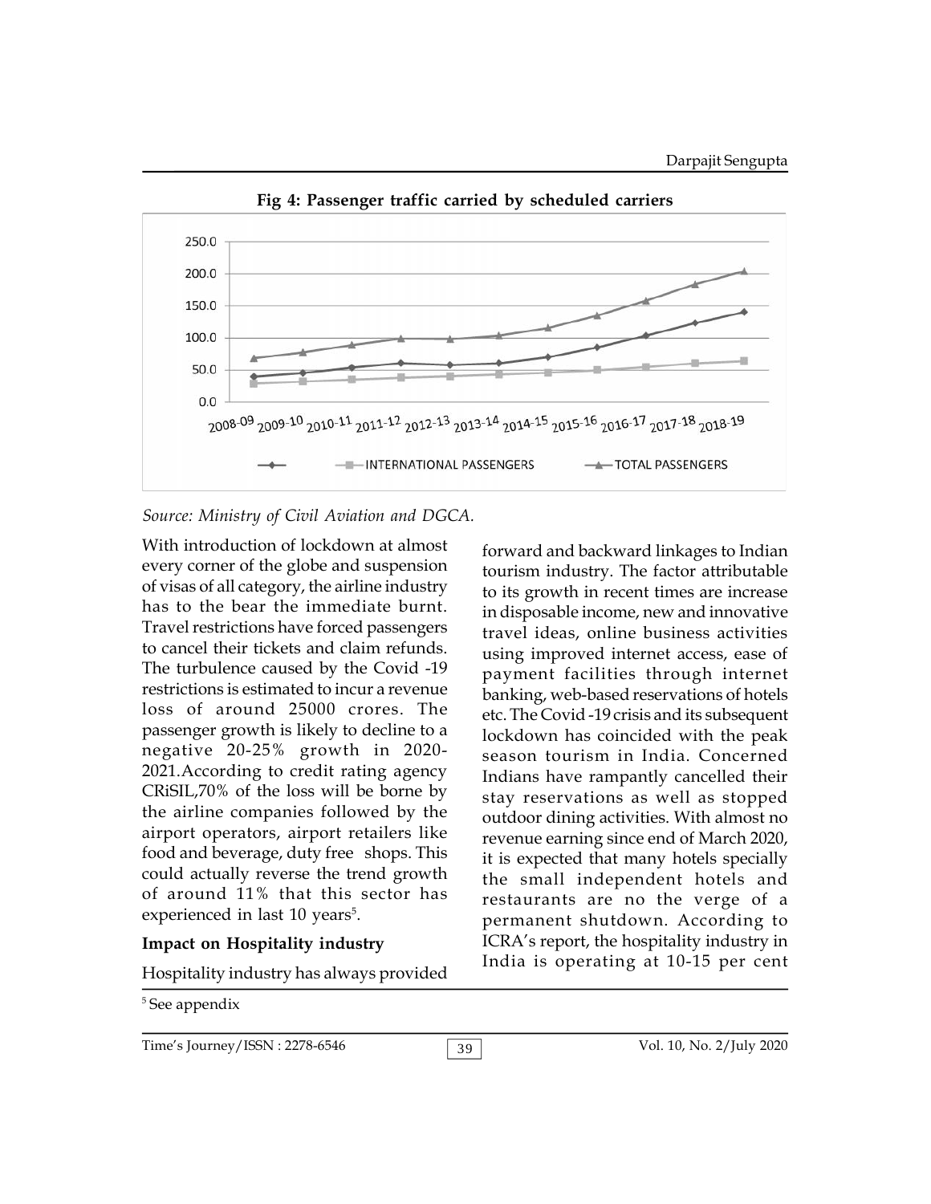**Fig 4: Passenger traffic carried by scheduled carriers**

*Source: Ministry of Civil Aviation and DGCA.*

With introduction of lockdown at almost every corner of the globe and suspension of visas of all category, the airline industry has to the bear the immediate burnt. Travel restrictions have forced passengers to cancel their tickets and claim refunds. The turbulence caused by the Covid -19 restrictions is estimated to incur a revenue loss of around 25000 crores. The passenger growth is likely to decline to a negative 20-25% growth in 2020-2021.According to credit rating agency CRiSIL,70% of the loss will be borne by the airline companies followed by the airport operators, airport retailers like food and beverage, duty free shops. This could actually reverse the trend growth of around 11% that this sector has experienced in last 10 years[5].

## Impact on Hospitality industry

Hospitality industry has always provided forward and backward linkages to Indian tourism industry. The factor attributable to its growth in recent times are increase in disposable income, new and innovative travel ideas, online business activities using improved internet access, ease of payment facilities through internet banking, web-based reservations of hotels etc. The Covid -19 crisis and its subsequent lockdown has coincided with the peak season tourism in India. Concerned Indians have rampantly cancelled their stay reservations as well as stopped outdoor dining activities. With almost no revenue earning since end of March 2020, it is expected that many hotels specially the small independent hotels and restaurants are no the verge of a permanent shutdown. According to ICRA's report, the hospitality industry in India is operating at 10-15 per cent

[5] See appendix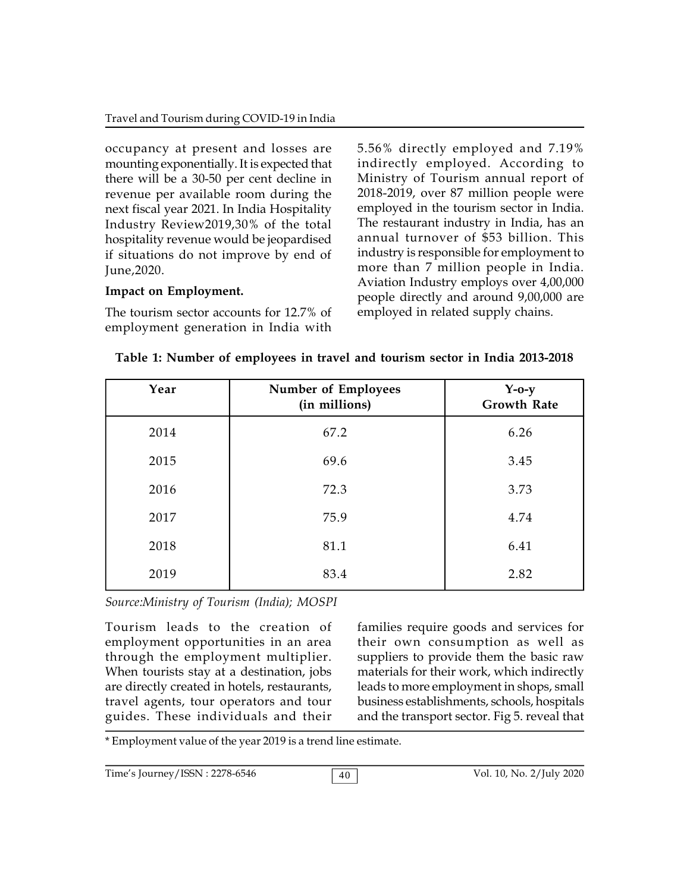occupancy at present and losses are mounting exponentially. It is expected that there will be a 30-50 per cent decline in revenue per available room during the next fiscal year 2021. In India Hospitality Industry Review2019,30% of the total hospitality revenue would be jeopardised if situations do not improve by end of June,2020.

**Impact on Employment.**

The tourism sector accounts for 12.7% of employment generation in India with 5.56% directly employed and 7.19% indirectly employed. According to Ministry of Tourism annual report of 2018-2019, over 87 million people were employed in the tourism sector in India. The restaurant industry in India, has an annual turnover of $53 billion. This industry is responsible for employment to more than 7 million people in India. Aviation Industry employs over 4,00,000 people directly and around 9,00,000 are employed in related supply chains.

**Table 1: Number of employees in travel and tourism sector in India 2013-2018**

| Year | Number of Employees (in millions) | Y-o-y Growth Rate |
|---|---|---|
| 2014 | 67.2 | 6.26 |
| 2015 | 69.6 | 3.45 |
| 2016 | 72.3 | 3.73 |
| 2017 | 75.9 | 4.74 |
| 2018 | 81.1 | 6.41 |
| 2019 | 83.4 | 2.82 |

*Source:Ministry of Tourism (India); MOSPI*

Tourism leads to the creation of employment opportunities in an area through the employment multiplier. When tourists stay at a destination, jobs are directly created in hotels, restaurants, travel agents, tour operators and tour guides. These individuals and their families require goods and services for their own consumption as well as suppliers to provide them the basic raw materials for their work, which indirectly leads to more employment in shops, small business establishments, schools, hospitals and the transport sector. Fig 5. reveal that

* Employment value of the year 2019 is a trend line estimate.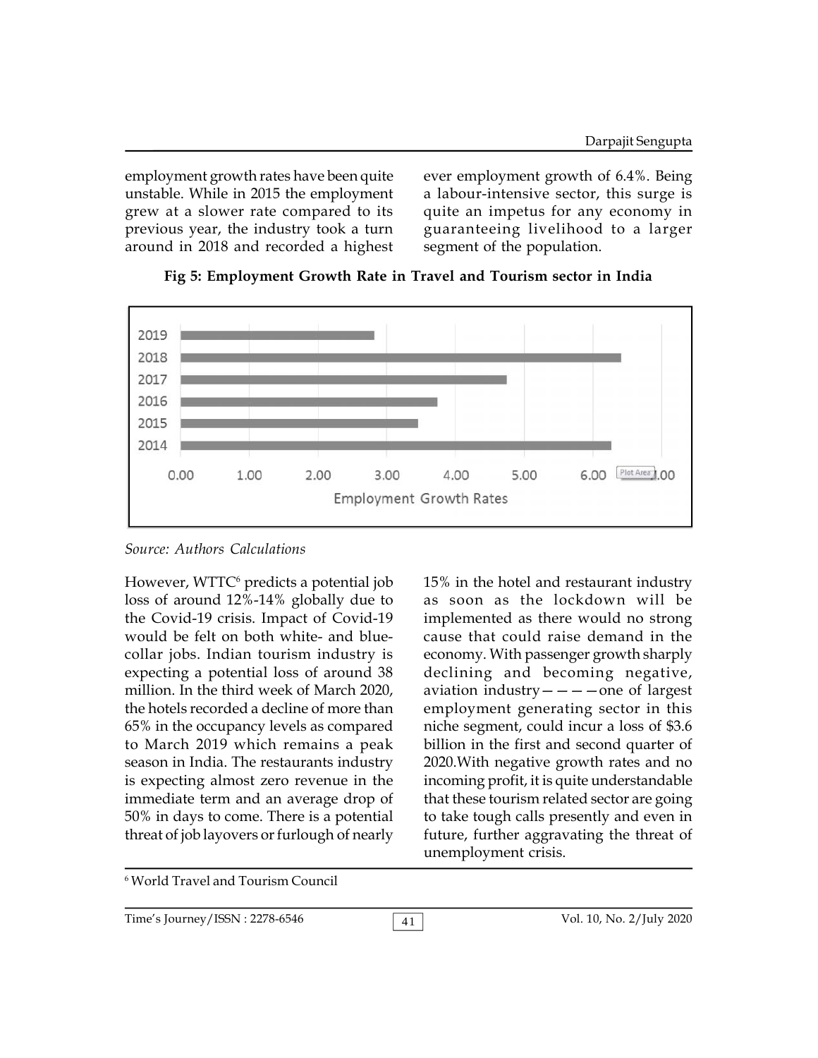employment growth rates have been quite unstable. While in 2015 the employment grew at a slower rate compared to its previous year, the industry took a turn around in 2018 and recorded a highest ever employment growth of 6.4%. Being a labour-intensive sector, this surge is quite an impetus for any economy in guaranteeing livelihood to a larger segment of the population.

**Fig 5: Employment Growth Rate in Travel and Tourism sector in India**

*Source: Authors Calculations*

However, WTTC[6] predicts a potential job loss of around 12%-14% globally due to the Covid-19 crisis. Impact of Covid-19 would be felt on both white- and blue-collar jobs. Indian tourism industry is expecting a potential loss of around 38 million. In the third week of March 2020, the hotels recorded a decline of more than 65% in the occupancy levels as compared to March 2019 which remains a peak season in India. The restaurants industry is expecting almost zero revenue in the immediate term and an average drop of 50% in days to come. There is a potential threat of job layovers or furlough of nearly 15% in the hotel and restaurant industry as soon as the lockdown will be implemented as there would no strong cause that could raise demand in the economy. With passenger growth sharply declining and becoming negative, aviation industry————one of largest employment generating sector in this niche segment, could incur a loss of $3.6 billion in the first and second quarter of 2020.With negative growth rates and no incoming profit, it is quite understandable that these tourism related sector are going to take tough calls presently and even in future, further aggravating the threat of unemployment crisis.

[6] World Travel and Tourism Council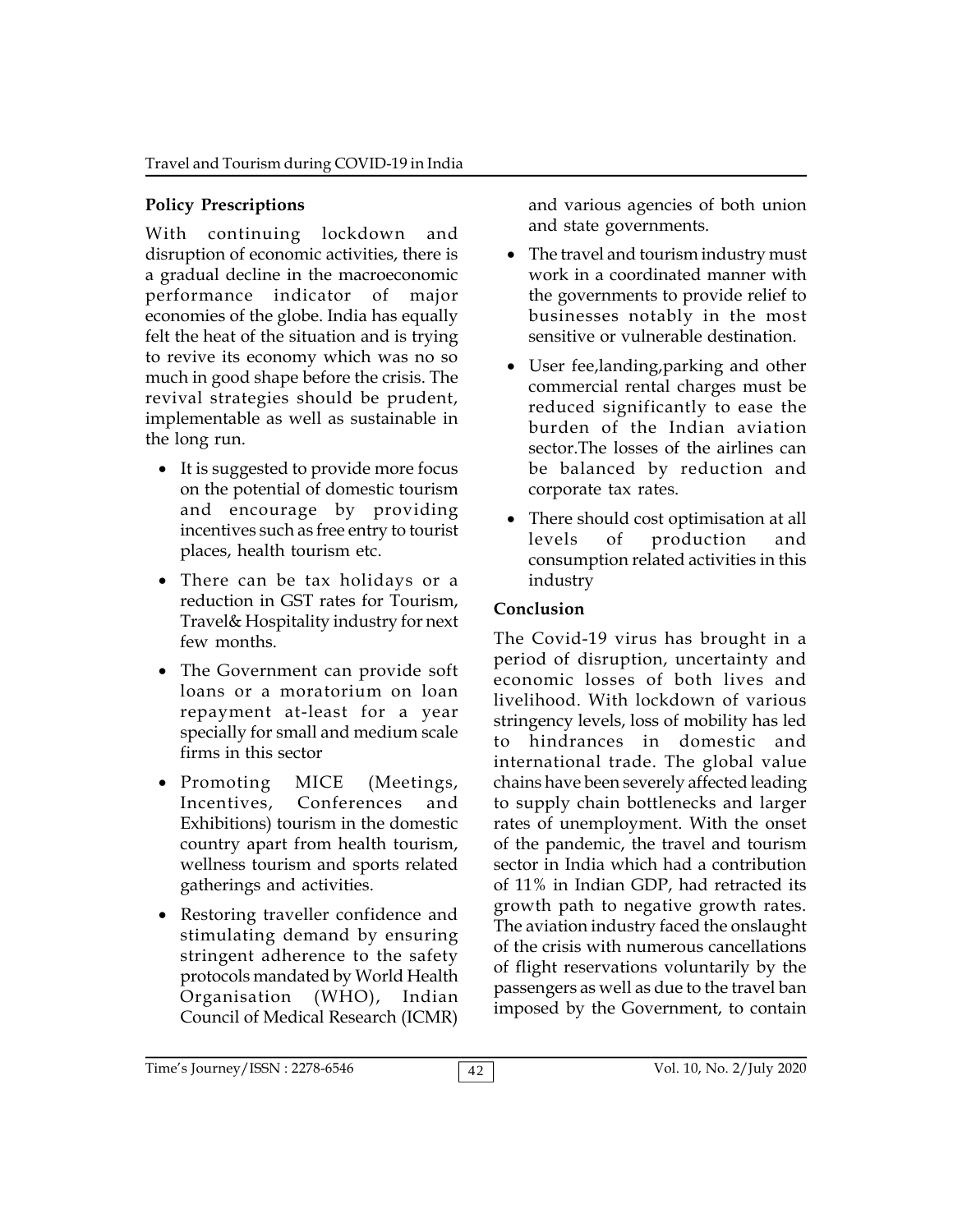## Policy Prescriptions

With continuing lockdown and disruption of economic activities, there is a gradual decline in the macroeconomic performance indicator of major economies of the globe. India has equally felt the heat of the situation and is trying to revive its economy which was no so much in good shape before the crisis. The revival strategies should be prudent, implementable as well as sustainable in the long run.

- It is suggested to provide more focus on the potential of domestic tourism and encourage by providing incentives such as free entry to tourist places, health tourism etc.
- There can be tax holidays or a reduction in GST rates for Tourism, Travel& Hospitality industry for next few months.
- The Government can provide soft loans or a moratorium on loan repayment at-least for a year specially for small and medium scale firms in this sector
- Promoting MICE (Meetings, Incentives, Conferences and Exhibitions) tourism in the domestic country apart from health tourism, wellness tourism and sports related gatherings and activities.
- Restoring traveller confidence and stimulating demand by ensuring stringent adherence to the safety protocols mandated by World Health Organisation (WHO), Indian Council of Medical Research (ICMR) and various agencies of both union and state governments.
- The travel and tourism industry must work in a coordinated manner with the governments to provide relief to businesses notably in the most sensitive or vulnerable destination.
- User fee,landing,parking and other commercial rental charges must be reduced significantly to ease the burden of the Indian aviation sector.The losses of the airlines can be balanced by reduction and corporate tax rates.
- There should cost optimisation at all levels of production and consumption related activities in this industry

## Conclusion

The Covid-19 virus has brought in a period of disruption, uncertainty and economic losses of both lives and livelihood. With lockdown of various stringency levels, loss of mobility has led to hindrances in domestic and international trade. The global value chains have been severely affected leading to supply chain bottlenecks and larger rates of unemployment. With the onset of the pandemic, the travel and tourism sector in India which had a contribution of 11% in Indian GDP, had retracted its growth path to negative growth rates. The aviation industry faced the onslaught of the crisis with numerous cancellations of flight reservations voluntarily by the passengers as well as due to the travel ban imposed by the Government, to contain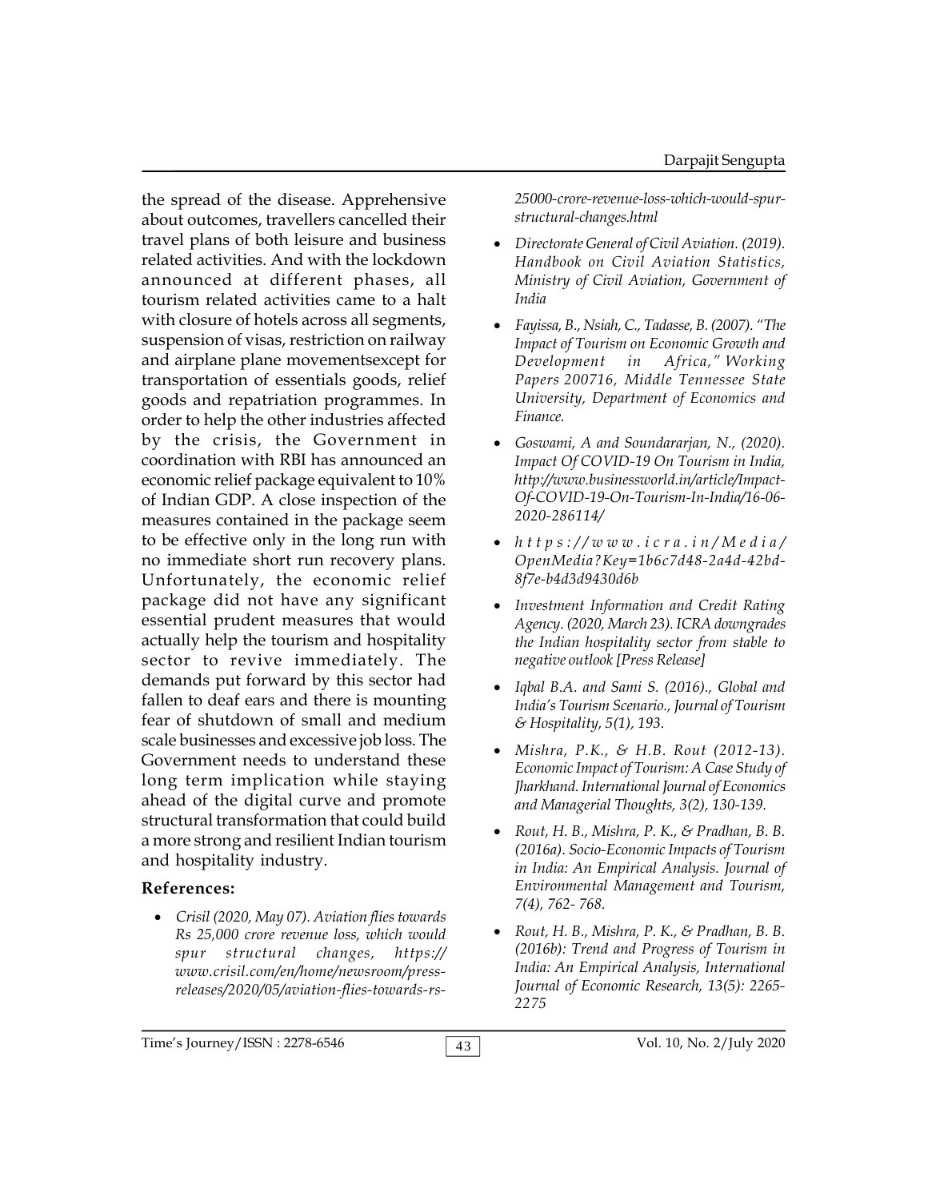the spread of the disease. Apprehensive about outcomes, travellers cancelled their travel plans of both leisure and business related activities. And with the lockdown announced at different phases, all tourism related activities came to a halt with closure of hotels across all segments, suspension of visas, restriction on railway and airplane plane movementsexcept for transportation of essentials goods, relief goods and repatriation programmes. In order to help the other industries affected by the crisis, the Government in coordination with RBI has announced an economic relief package equivalent to 10% of Indian GDP. A close inspection of the measures contained in the package seem to be effective only in the long run with no immediate short run recovery plans. Unfortunately, the economic relief package did not have any significant essential prudent measures that would actually help the tourism and hospitality sector to revive immediately. The demands put forward by this sector had fallen to deaf ears and there is mounting fear of shutdown of small and medium scale businesses and excessive job loss. The Government needs to understand these long term implication while staying ahead of the digital curve and promote structural transformation that could build a more strong and resilient Indian tourism and hospitality industry.

**References:**

- *Crisil (2020, May 07). Aviation flies towards Rs 25,000 crore revenue loss, which would spur structural changes, https://www.crisil.com/en/home/newsroom/press-releases/2020/05/aviation-flies-towards-rs-25000-crore-revenue-loss-which-would-spur-structural-changes.html*
- *Directorate General of Civil Aviation. (2019). Handbook on Civil Aviation Statistics, Ministry of Civil Aviation, Government of India*
- *Fayissa, B., Nsiah, C., Tadasse, B. (2007). "The Impact of Tourism on Economic Growth and Development in Africa," Working Papers 200716, Middle Tennessee State University, Department of Economics and Finance.*
- *Goswami, A and Soundararjan, N., (2020). Impact Of COVID-19 On Tourism in India, http://www.businessworld.in/article/Impact-Of-COVID-19-On-Tourism-In-India/16-06-2020-286114/*
- *https://www.icra.in/Media/OpenMedia?Key=1b6c7d48-2a4d-42bd-8f7e-b4d3d9430d6b*
- *Investment Information and Credit Rating Agency. (2020, March 23). ICRA downgrades the Indian hospitality sector from stable to negative outlook [Press Release]*
- *Iqbal B.A. and Sami S. (2016)., Global and India's Tourism Scenario., Journal of Tourism & Hospitality, 5(1), 193.*
- *Mishra, P.K., & H.B. Rout (2012-13). Economic Impact of Tourism: A Case Study of Jharkhand. International Journal of Economics and Managerial Thoughts, 3(2), 130-139.*
- *Rout, H. B., Mishra, P. K., & Pradhan, B. B. (2016a). Socio-Economic Impacts of Tourism in India: An Empirical Analysis. Journal of Environmental Management and Tourism, 7(4), 762- 768.*
- *Rout, H. B., Mishra, P. K., & Pradhan, B. B. (2016b): Trend and Progress of Tourism in India: An Empirical Analysis, International Journal of Economic Research, 13(5): 2265-2275*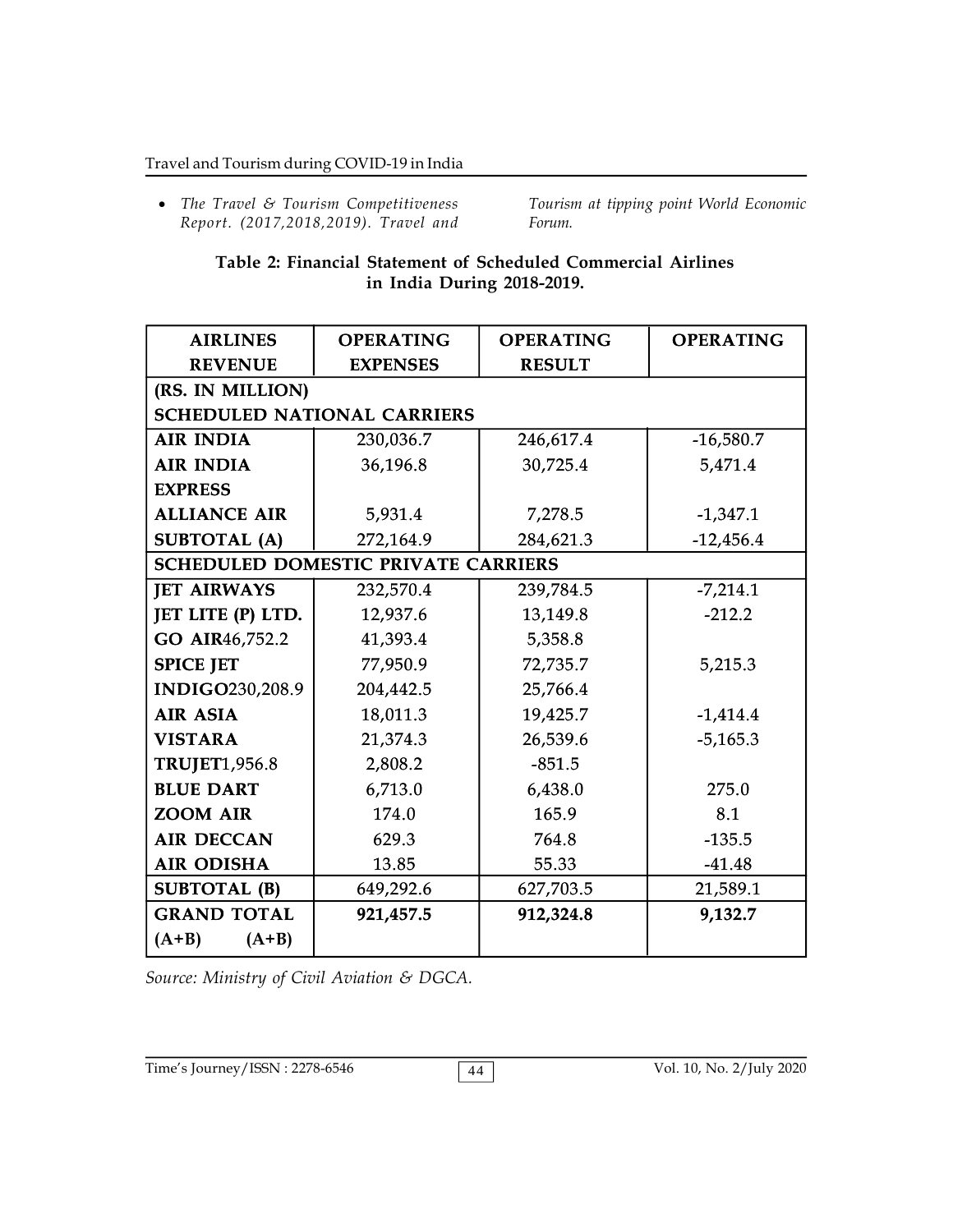- *The Travel & Tourism Competitiveness Report. (2017,2018,2019). Travel and Tourism at tipping point World Economic Forum.*

**Table 2: Financial Statement of Scheduled Commercial Airlines in India During 2018-2019.**

| AIRLINES REVENUE | OPERATING EXPENSES | OPERATING RESULT | OPERATING |
|---|---|---|---|
| **(RS. IN MILLION)** | | | |
| **SCHEDULED NATIONAL CARRIERS** | | | |
| **AIR INDIA** | 230,036.7 | 246,617.4 | -16,580.7 |
| **AIR INDIA EXPRESS** | 36,196.8 | 30,725.4 | 5,471.4 |
| **ALLIANCE AIR** | 5,931.4 | 7,278.5 | -1,347.1 |
| **SUBTOTAL (A)** | 272,164.9 | 284,621.3 | -12,456.4 |
| **SCHEDULED DOMESTIC PRIVATE CARRIERS** | | | |
| **JET AIRWAYS** | 232,570.4 | 239,784.5 | -7,214.1 |
| **JET LITE (P) LTD.** | 12,937.6 | 13,149.8 | -212.2 |
| **GO AIR**46,752.2 | 41,393.4 | 5,358.8 | |
| **SPICE JET** | 77,950.9 | 72,735.7 | 5,215.3 |
| **INDIGO**230,208.9 | 204,442.5 | 25,766.4 | |
| **AIR ASIA** | 18,011.3 | 19,425.7 | -1,414.4 |
| **VISTARA** | 21,374.3 | 26,539.6 | -5,165.3 |
| **TRUJET**1,956.8 | 2,808.2 | -851.5 | |
| **BLUE DART** | 6,713.0 | 6,438.0 | 275.0 |
| **ZOOM AIR** | 174.0 | 165.9 | 8.1 |
| **AIR DECCAN** | 629.3 | 764.8 | -135.5 |
| **AIR ODISHA** | 13.85 | 55.33 | -41.48 |
| **SUBTOTAL (B)** | 649,292.6 | 627,703.5 | 21,589.1 |
| **GRAND TOTAL (A+B) (A+B)** | **921,457.5** | **912,324.8** | **9,132.7** |

*Source: Ministry of Civil Aviation & DGCA.*